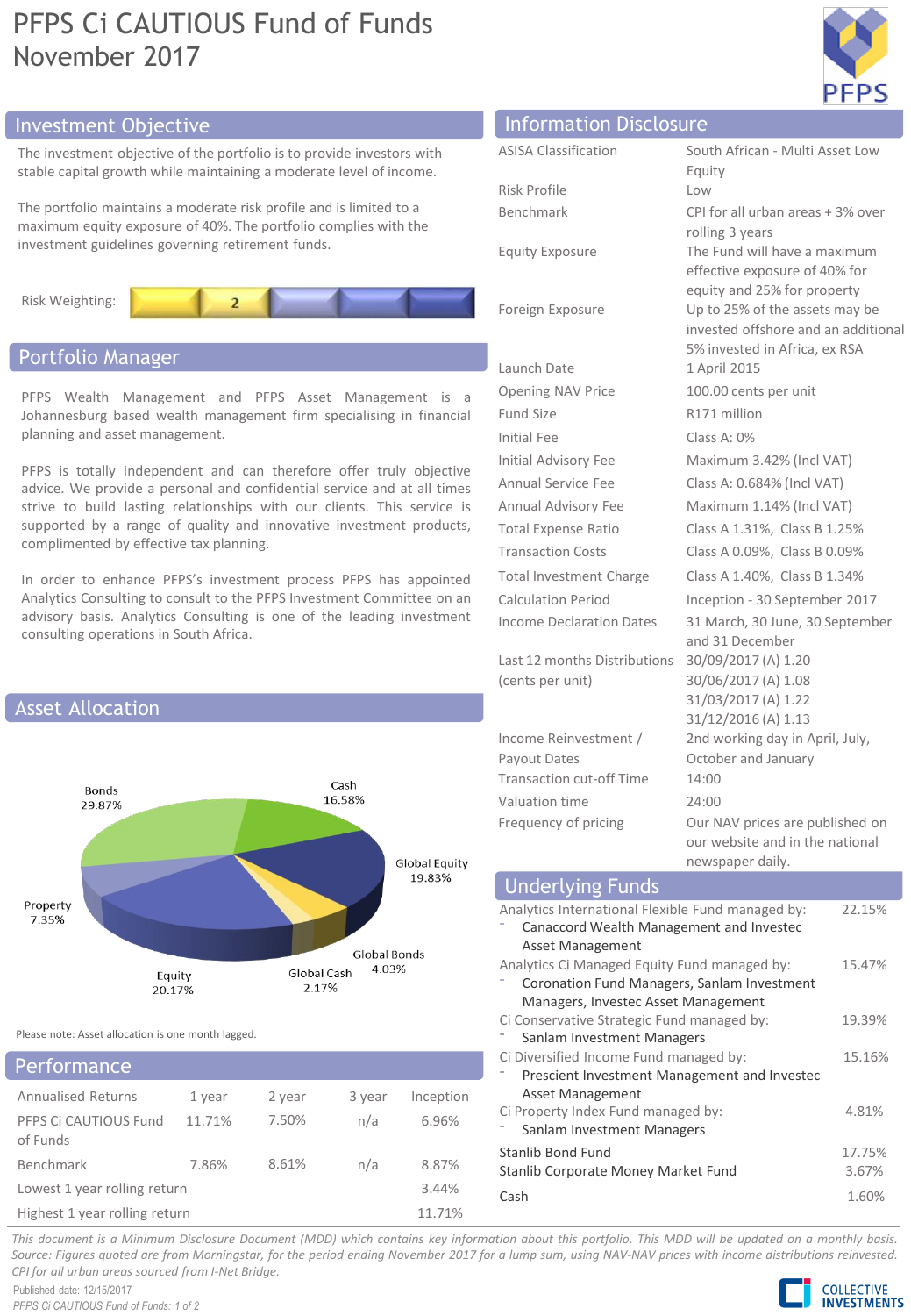# PFPS Ci CAUTIOUS Fund of Funds
November 2017

## Investment Objective

The investment objective of the portfolio is to provide investors with stable capital growth while maintaining a moderate level of income.

The portfolio maintains a moderate risk profile and is limited to a maximum equity exposure of 40%. The portfolio complies with the investment guidelines governing retirement funds.

Risk Weighting: 2

## Portfolio Manager

PFPS Wealth Management and PFPS Asset Management is a Johannesburg based wealth management firm specialising in financial planning and asset management.

PFPS is totally independent and can therefore offer truly objective advice. We provide a personal and confidential service and at all times strive to build lasting relationships with our clients. This service is supported by a range of quality and innovative investment products, complimented by effective tax planning.

In order to enhance PFPS's investment process PFPS has appointed Analytics Consulting to consult to the PFPS Investment Committee on an advisory basis. Analytics Consulting is one of the leading investment consulting operations in South Africa.

## Asset Allocation

| Asset | Allocation |
|---|---|
| Bonds | 29.87% |
| Cash | 16.58% |
| Global Equity | 19.83% |
| Global Bonds | 4.03% |
| Global Cash | 2.17% |
| Equity | 20.17% |
| Property | 7.35% |

Please note: Asset allocation is one month lagged.

## Performance

| Annualised Returns | 1 year | 2 year | 3 year | Inception |
|---|---|---|---|---|
| PFPS Ci CAUTIOUS Fund of Funds | 11.71% | 7.50% | n/a | 6.96% |
| Benchmark | 7.86% | 8.61% | n/a | 8.87% |
| Lowest 1 year rolling return | | | | 3.44% |
| Highest 1 year rolling return | | | | 11.71% |

## Information Disclosure

| | |
|---|---|
| ASISA Classification | South African - Multi Asset Low Equity |
| Risk Profile | Low |
| Benchmark | CPI for all urban areas + 3% over rolling 3 years |
| Equity Exposure | The Fund will have a maximum effective exposure of 40% for equity and 25% for property |
| Foreign Exposure | Up to 25% of the assets may be invested offshore and an additional 5% invested in Africa, ex RSA |
| Launch Date | 1 April 2015 |
| Opening NAV Price | 100.00 cents per unit |
| Fund Size | R171 million |
| Initial Fee | Class A: 0% |
| Initial Advisory Fee | Maximum 3.42% (Incl VAT) |
| Annual Service Fee | Class A: 0.684% (Incl VAT) |
| Annual Advisory Fee | Maximum 1.14% (Incl VAT) |
| Total Expense Ratio | Class A 1.31%, Class B 1.25% |
| Transaction Costs | Class A 0.09%, Class B 0.09% |
| Total Investment Charge | Class A 1.40%, Class B 1.34% |
| Calculation Period | Inception - 30 September 2017 |
| Income Declaration Dates | 31 March, 30 June, 30 September and 31 December |
| Last 12 months Distributions (cents per unit) | 30/09/2017 (A) 1.20<br>30/06/2017 (A) 1.08<br>31/03/2017 (A) 1.22<br>31/12/2016 (A) 1.13 |
| Income Reinvestment / Payout Dates | 2nd working day in April, July, October and January |
| Transaction cut-off Time | 14:00 |
| Valuation time | 24:00 |
| Frequency of pricing | Our NAV prices are published on our website and in the national newspaper daily. |

## Underlying Funds

| Fund | Weight |
|---|---|
| Analytics International Flexible Fund managed by:<br>- Canaccord Wealth Management and Investec Asset Management | 22.15% |
| Analytics Ci Managed Equity Fund managed by:<br>- Coronation Fund Managers, Sanlam Investment Managers, Investec Asset Management | 15.47% |
| Ci Conservative Strategic Fund managed by:<br>- Sanlam Investment Managers | 19.39% |
| Ci Diversified Income Fund managed by:<br>- Prescient Investment Management and Investec Asset Management | 15.16% |
| Ci Property Index Fund managed by:<br>- Sanlam Investment Managers | 4.81% |
| Stanlib Bond Fund | 17.75% |
| Stanlib Corporate Money Market Fund | 3.67% |
| Cash | 1.60% |

*This document is a Minimum Disclosure Document (MDD) which contains key information about this portfolio. This MDD will be updated on a monthly basis. Source: Figures quoted are from Morningstar, for the period ending November 2017 for a lump sum, using NAV-NAV prices with income distributions reinvested. CPI for all urban areas sourced from I-Net Bridge.*

Published date: 12/15/2017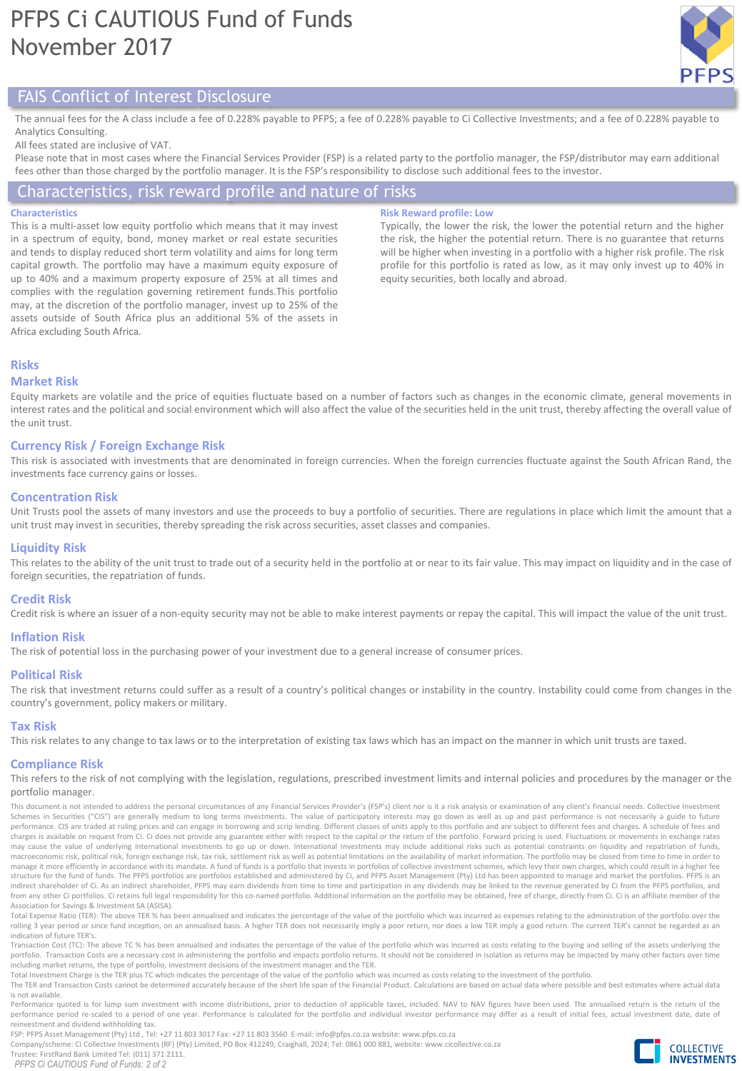# PFPS Ci CAUTIOUS Fund of Funds
November 2017

## FAIS Conflict of Interest Disclosure

The annual fees for the A class include a fee of 0.228% payable to PFPS; a fee of 0.228% payable to Ci Collective Investments; and a fee of 0.228% payable to Analytics Consulting.

All fees stated are inclusive of VAT.

Please note that in most cases where the Financial Services Provider (FSP) is a related party to the portfolio manager, the FSP/distributor may earn additional fees other than those charged by the portfolio manager. It is the FSP's responsibility to disclose such additional fees to the investor.

## Characteristics, risk reward profile and nature of risks

### Characteristics

This is a multi-asset low equity portfolio which means that it may invest in a spectrum of equity, bond, money market or real estate securities and tends to display reduced short term volatility and aims for long term capital growth. The portfolio may have a maximum equity exposure of up to 40% and a maximum property exposure of 25% at all times and complies with the regulation governing retirement funds.This portfolio may, at the discretion of the portfolio manager, invest up to 25% of the assets outside of South Africa plus an additional 5% of the assets in Africa excluding South Africa.

### Risk Reward profile: Low

Typically, the lower the risk, the lower the potential return and the higher the risk, the higher the potential return. There is no guarantee that returns will be higher when investing in a portfolio with a higher risk profile. The risk profile for this portfolio is rated as low, as it may only invest up to 40% in equity securities, both locally and abroad.

### Risks

### Market Risk

Equity markets are volatile and the price of equities fluctuate based on a number of factors such as changes in the economic climate, general movements in interest rates and the political and social environment which will also affect the value of the securities held in the unit trust, thereby affecting the overall value of the unit trust.

### Currency Risk / Foreign Exchange Risk

This risk is associated with investments that are denominated in foreign currencies. When the foreign currencies fluctuate against the South African Rand, the investments face currency gains or losses.

### Concentration Risk

Unit Trusts pool the assets of many investors and use the proceeds to buy a portfolio of securities. There are regulations in place which limit the amount that a unit trust may invest in securities, thereby spreading the risk across securities, asset classes and companies.

### Liquidity Risk

This relates to the ability of the unit trust to trade out of a security held in the portfolio at or near to its fair value. This may impact on liquidity and in the case of foreign securities, the repatriation of funds.

### Credit Risk

Credit risk is where an issuer of a non-equity security may not be able to make interest payments or repay the capital. This will impact the value of the unit trust.

### Inflation Risk

The risk of potential loss in the purchasing power of your investment due to a general increase of consumer prices.

### Political Risk

The risk that investment returns could suffer as a result of a country's political changes or instability in the country. Instability could come from changes in the country's government, policy makers or military.

### Tax Risk

This risk relates to any change to tax laws or to the interpretation of existing tax laws which has an impact on the manner in which unit trusts are taxed.

### Compliance Risk

This refers to the risk of not complying with the legislation, regulations, prescribed investment limits and internal policies and procedures by the manager or the portfolio manager.

This document is not intended to address the personal circumstances of any Financial Services Provider's (FSP's) client nor is it a risk analysis or examination of any client's financial needs. Collective Investment Schemes in Securities ("CIS") are generally medium to long terms investments. The value of participatory interests may go down as well as up and past performance is not necessarily a guide to future performance. CIS are traded at ruling prices and can engage in borrowing and scrip lending. Different classes of units apply to this portfolio and are subject to different fees and charges. A schedule of fees and charges is available on request from Ci. Ci does not provide any guarantee either with respect to the capital or the return of the portfolio. Forward pricing is used. Fluctuations or movements in exchange rates may cause the value of underlying international investments to go up or down. International Investments may include additional risks such as potential constraints on liquidity and repatriation of funds, macroeconomic risk, political risk, foreign exchange risk, tax risk, settlement risk as well as potential limitations on the availability of market information. The portfolio may be closed from time to time in order to manage it more efficiently in accordance with its mandate. A fund of funds is a portfolio that invests in portfolios of collective investment schemes, which levy their own charges, which could result in a higher fee structure for the fund of funds. The PFPS portfolios are portfolios established and administered by Ci, and PFPS Asset Management (Pty) Ltd has been appointed to manage and market the portfolios. PFPS is an indirect shareholder of Ci. As an indirect shareholder, PFPS may earn dividends from time to time and participation in any dividends may be linked to the revenue generated by Ci from the PFPS portfolios, and from any other Ci portfolios. Ci retains full legal responsibility for this co-named portfolio. Additional information on the portfolio may be obtained, free of charge, directly from Ci. Ci is an affiliate member of the Association for Savings & Investment SA (ASISA).

Total Expense Ratio (TER): The above TER % has been annualised and indicates the percentage of the value of the portfolio which was incurred as expenses relating to the administration of the portfolio over the rolling 3 year period or since fund inception, on an annualised basis. A higher TER does not necessarily imply a poor return, nor does a low TER imply a good return. The current TER's cannot be regarded as an indication of future TER's.

Transaction Cost (TC): The above TC % has been annualised and indicates the percentage of the value of the portfolio which was incurred as costs relating to the buying and selling of the assets underlying the portfolio. Transaction Costs are a necessary cost in administering the portfolio and impacts portfolio returns. It should not be considered in isolation as returns may be impacted by many other factors over time including market returns, the type of portfolio, investment decisions of the investment manager and the TER.

Total Investment Charge is the TER plus TC which indicates the percentage of the value of the portfolio which was incurred as costs relating to the investment of the portfolio.

The TER and Transaction Costs cannot be determined accurately because of the short life span of the Financial Product. Calculations are based on actual data where possible and best estimates where actual data is not available.

Performance quoted is for lump sum investment with income distributions, prior to deduction of applicable taxes, included. NAV to NAV figures have been used. The annualised return is the return of the performance period re-scaled to a period of one year. Performance is calculated for the portfolio and individual investor performance may differ as a result of initial fees, actual investment date, date of reinvestment and dividend withholding tax.

FSP: PFPS Asset Management (Pty) Ltd , Tel: +27 11 803 3017 Fax: +27 11 803 3560 E-mail: info@pfps.co.za website: www.pfps.co.za

Company/scheme: Ci Collective Investments (RF) (Pty) Limited, PO Box 412249, Craighall, 2024; Tel: 0861 000 881, website: www.cicollective.co.za

Trustee: FirstRand Bank Limited Tel: (011) 371 2111.